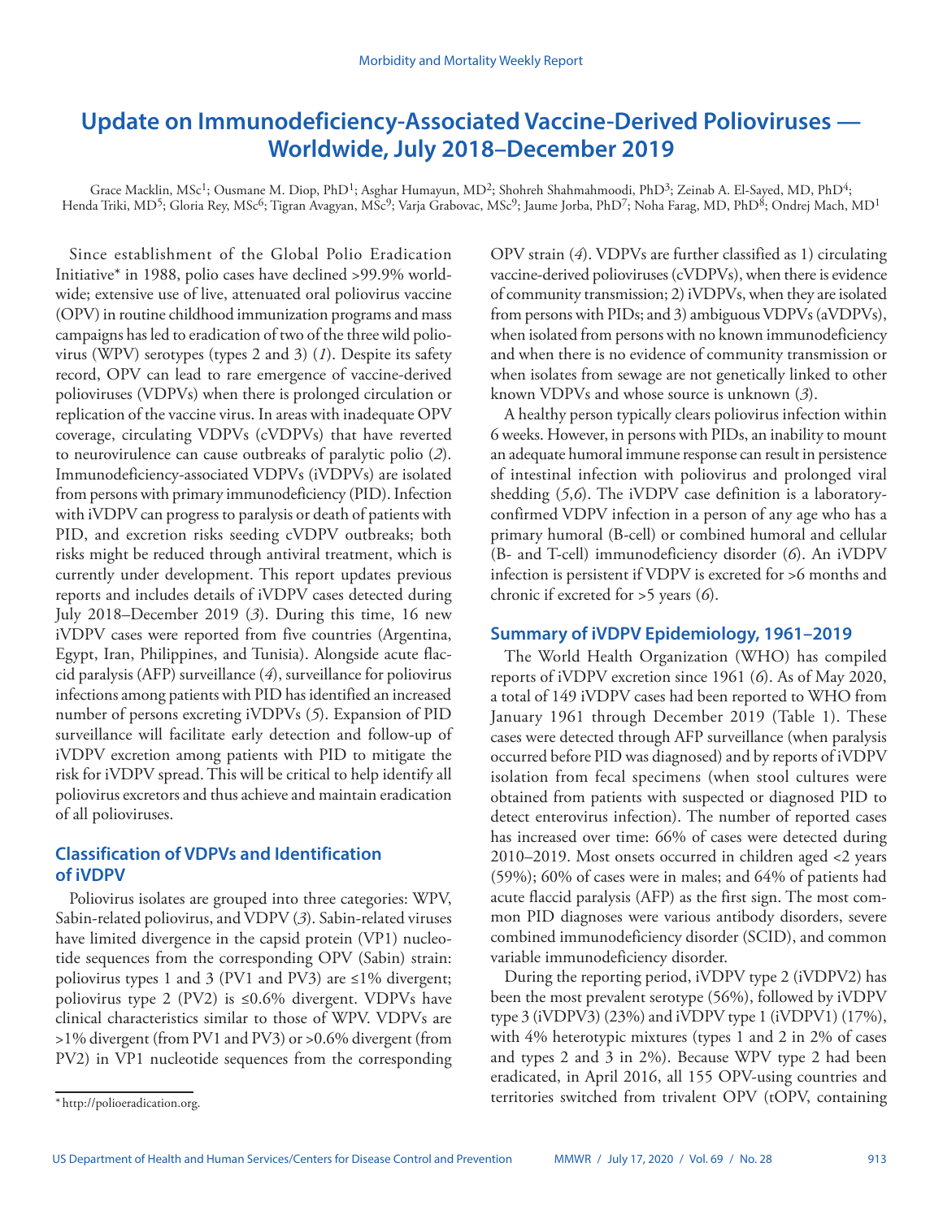# Update on Immunodeficiency-Associated Vaccine-Derived Polioviruses — Worldwide, July 2018–December 2019

Grace Macklin, MSc[1]; Ousmane M. Diop, PhD[1]; Asghar Humayun, MD[2]; Shohreh Shahmahmoodi, PhD[3]; Zeinab A. El-Sayed, MD, PhD[4]; Henda Triki, MD[5]; Gloria Rey, MSc[6]; Tigran Avagyan, MSc[9]; Varja Grabovac, MSc[9]; Jaume Jorba, PhD[7]; Noha Farag, MD, PhD[8]; Ondrej Mach, MD[1]

Since establishment of the Global Polio Eradication Initiative* in 1988, polio cases have declined >99.9% worldwide; extensive use of live, attenuated oral poliovirus vaccine (OPV) in routine childhood immunization programs and mass campaigns has led to eradication of two of the three wild poliovirus (WPV) serotypes (types 2 and 3) (*1*). Despite its safety record, OPV can lead to rare emergence of vaccine-derived polioviruses (VDPVs) when there is prolonged circulation or replication of the vaccine virus. In areas with inadequate OPV coverage, circulating VDPVs (cVDPVs) that have reverted to neurovirulence can cause outbreaks of paralytic polio (*2*). Immunodeficiency-associated VDPVs (iVDPVs) are isolated from persons with primary immunodeficiency (PID). Infection with iVDPV can progress to paralysis or death of patients with PID, and excretion risks seeding cVDPV outbreaks; both risks might be reduced through antiviral treatment, which is currently under development. This report updates previous reports and includes details of iVDPV cases detected during July 2018–December 2019 (*3*). During this time, 16 new iVDPV cases were reported from five countries (Argentina, Egypt, Iran, Philippines, and Tunisia). Alongside acute flaccid paralysis (AFP) surveillance (*4*), surveillance for poliovirus infections among patients with PID has identified an increased number of persons excreting iVDPVs (*5*). Expansion of PID surveillance will facilitate early detection and follow-up of iVDPV excretion among patients with PID to mitigate the risk for iVDPV spread. This will be critical to help identify all poliovirus excretors and thus achieve and maintain eradication of all polioviruses.

## Classification of VDPVs and Identification of iVDPV

Poliovirus isolates are grouped into three categories: WPV, Sabin-related poliovirus, and VDPV (*3*). Sabin-related viruses have limited divergence in the capsid protein (VP1) nucleotide sequences from the corresponding OPV (Sabin) strain: poliovirus types 1 and 3 (PV1 and PV3) are ≤1% divergent; poliovirus type 2 (PV2) is ≤0.6% divergent. VDPVs have clinical characteristics similar to those of WPV. VDPVs are >1% divergent (from PV1 and PV3) or >0.6% divergent (from PV2) in VP1 nucleotide sequences from the corresponding OPV strain (*4*). VDPVs are further classified as 1) circulating vaccine-derived polioviruses (cVDPVs), when there is evidence of community transmission; 2) iVDPVs, when they are isolated from persons with PIDs; and 3) ambiguous VDPVs (aVDPVs), when isolated from persons with no known immunodeficiency and when there is no evidence of community transmission or when isolates from sewage are not genetically linked to other known VDPVs and whose source is unknown (*3*).

A healthy person typically clears poliovirus infection within 6 weeks. However, in persons with PIDs, an inability to mount an adequate humoral immune response can result in persistence of intestinal infection with poliovirus and prolonged viral shedding (*5*,*6*). The iVDPV case definition is a laboratory-confirmed VDPV infection in a person of any age who has a primary humoral (B-cell) or combined humoral and cellular (B- and T-cell) immunodeficiency disorder (*6*). An iVDPV infection is persistent if VDPV is excreted for >6 months and chronic if excreted for >5 years (*6*).

## Summary of iVDPV Epidemiology, 1961–2019

The World Health Organization (WHO) has compiled reports of iVDPV excretion since 1961 (*6*). As of May 2020, a total of 149 iVDPV cases had been reported to WHO from January 1961 through December 2019 (Table 1). These cases were detected through AFP surveillance (when paralysis occurred before PID was diagnosed) and by reports of iVDPV isolation from fecal specimens (when stool cultures were obtained from patients with suspected or diagnosed PID to detect enterovirus infection). The number of reported cases has increased over time: 66% of cases were detected during 2010–2019. Most onsets occurred in children aged <2 years (59%); 60% of cases were in males; and 64% of patients had acute flaccid paralysis (AFP) as the first sign. The most common PID diagnoses were various antibody disorders, severe combined immunodeficiency disorder (SCID), and common variable immunodeficiency disorder.

During the reporting period, iVDPV type 2 (iVDPV2) has been the most prevalent serotype (56%), followed by iVDPV type 3 (iVDPV3) (23%) and iVDPV type 1 (iVDPV1) (17%), with 4% heterotypic mixtures (types 1 and 2 in 2% of cases and types 2 and 3 in 2%). Because WPV type 2 had been eradicated, in April 2016, all 155 OPV-using countries and territories switched from trivalent OPV (tOPV, containing

\* http://polioeradication.org.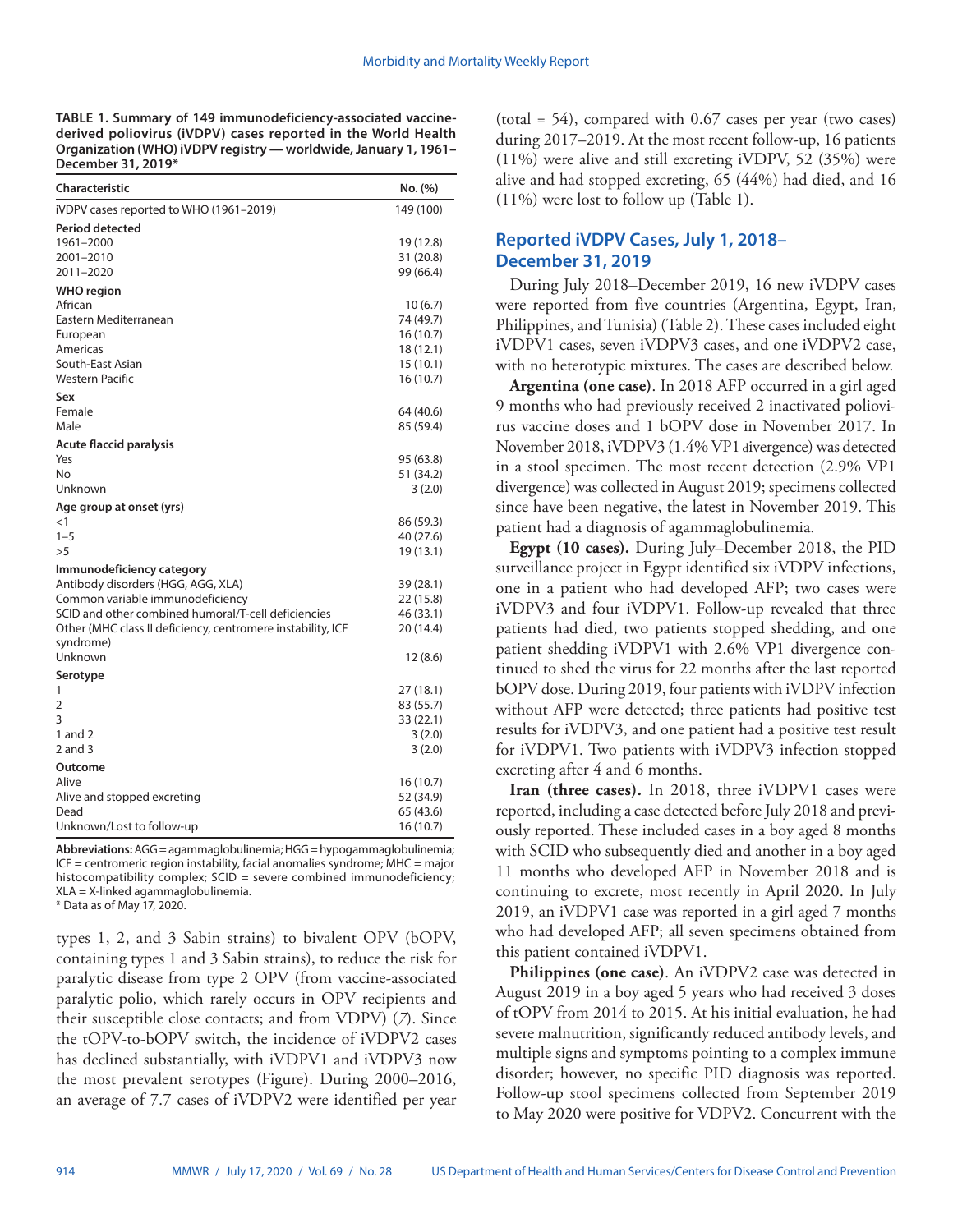**TABLE 1. Summary of 149 immunodeficiency-associated vaccine-derived poliovirus (iVDPV) cases reported in the World Health Organization (WHO) iVDPV registry — worldwide, January 1, 1961–December 31, 2019***

| Characteristic | No. (%) |
|---|---|
| iVDPV cases reported to WHO (1961–2019) | 149 (100) |
| **Period detected** | |
| 1961–2000 | 19 (12.8) |
| 2001–2010 | 31 (20.8) |
| 2011–2020 | 99 (66.4) |
| **WHO region** | |
| African | 10 (6.7) |
| Eastern Mediterranean | 74 (49.7) |
| European | 16 (10.7) |
| Americas | 18 (12.1) |
| South-East Asian | 15 (10.1) |
| Western Pacific | 16 (10.7) |
| **Sex** | |
| Female | 64 (40.6) |
| Male | 85 (59.4) |
| **Acute flaccid paralysis** | |
| Yes | 95 (63.8) |
| No | 51 (34.2) |
| Unknown | 3 (2.0) |
| **Age group at onset (yrs)** | |
| <1 | 86 (59.3) |
| 1–5 | 40 (27.6) |
| >5 | 19 (13.1) |
| **Immunodeficiency category** | |
| Antibody disorders (HGG, AGG, XLA) | 39 (28.1) |
| Common variable immunodeficiency | 22 (15.8) |
| SCID and other combined humoral/T-cell deficiencies | 46 (33.1) |
| Other (MHC class II deficiency, centromere instability, ICF syndrome) | 20 (14.4) |
| Unknown | 12 (8.6) |
| **Serotype** | |
| 1 | 27 (18.1) |
| 2 | 83 (55.7) |
| 3 | 33 (22.1) |
| 1 and 2 | 3 (2.0) |
| 2 and 3 | 3 (2.0) |
| **Outcome** | |
| Alive | 16 (10.7) |
| Alive and stopped excreting | 52 (34.9) |
| Dead | 65 (43.6) |
| Unknown/Lost to follow-up | 16 (10.7) |

**Abbreviations:** AGG = agammaglobulinemia; HGG = hypogammaglobulinemia; ICF = centromeric region instability, facial anomalies syndrome; MHC = major histocompatibility complex; SCID = severe combined immunodeficiency; XLA = X-linked agammaglobulinemia.
* Data as of May 17, 2020.

types 1, 2, and 3 Sabin strains) to bivalent OPV (bOPV, containing types 1 and 3 Sabin strains), to reduce the risk for paralytic disease from type 2 OPV (from vaccine-associated paralytic polio, which rarely occurs in OPV recipients and their susceptible close contacts; and from VDPV) (*7*). Since the tOPV-to-bOPV switch, the incidence of iVDPV2 cases has declined substantially, with iVDPV1 and iVDPV3 now the most prevalent serotypes (Figure). During 2000–2016, an average of 7.7 cases of iVDPV2 were identified per year (total = 54), compared with 0.67 cases per year (two cases) during 2017–2019. At the most recent follow-up, 16 patients (11%) were alive and still excreting iVDPV, 52 (35%) were alive and had stopped excreting, 65 (44%) had died, and 16 (11%) were lost to follow up (Table 1).

## Reported iVDPV Cases, July 1, 2018–December 31, 2019

During July 2018–December 2019, 16 new iVDPV cases were reported from five countries (Argentina, Egypt, Iran, Philippines, and Tunisia) (Table 2). These cases included eight iVDPV1 cases, seven iVDPV3 cases, and one iVDPV2 case, with no heterotypic mixtures. The cases are described below.

**Argentina (one case)**. In 2018 AFP occurred in a girl aged 9 months who had previously received 2 inactivated poliovirus vaccine doses and 1 bOPV dose in November 2017. In November 2018, iVDPV3 (1.4% VP1 divergence) was detected in a stool specimen. The most recent detection (2.9% VP1 divergence) was collected in August 2019; specimens collected since have been negative, the latest in November 2019. This patient had a diagnosis of agammaglobulinemia.

**Egypt (10 cases).** During July–December 2018, the PID surveillance project in Egypt identified six iVDPV infections, one in a patient who had developed AFP; two cases were iVDPV3 and four iVDPV1. Follow-up revealed that three patients had died, two patients stopped shedding, and one patient shedding iVDPV1 with 2.6% VP1 divergence continued to shed the virus for 22 months after the last reported bOPV dose. During 2019, four patients with iVDPV infection without AFP were detected; three patients had positive test results for iVDPV3, and one patient had a positive test result for iVDPV1. Two patients with iVDPV3 infection stopped excreting after 4 and 6 months.

**Iran (three cases).** In 2018, three iVDPV1 cases were reported, including a case detected before July 2018 and previously reported. These included cases in a boy aged 8 months with SCID who subsequently died and another in a boy aged 11 months who developed AFP in November 2018 and is continuing to excrete, most recently in April 2020. In July 2019, an iVDPV1 case was reported in a girl aged 7 months who had developed AFP; all seven specimens obtained from this patient contained iVDPV1.

**Philippines (one case)**. An iVDPV2 case was detected in August 2019 in a boy aged 5 years who had received 3 doses of tOPV from 2014 to 2015. At his initial evaluation, he had severe malnutrition, significantly reduced antibody levels, and multiple signs and symptoms pointing to a complex immune disorder; however, no specific PID diagnosis was reported. Follow-up stool specimens collected from September 2019 to May 2020 were positive for VDPV2. Concurrent with the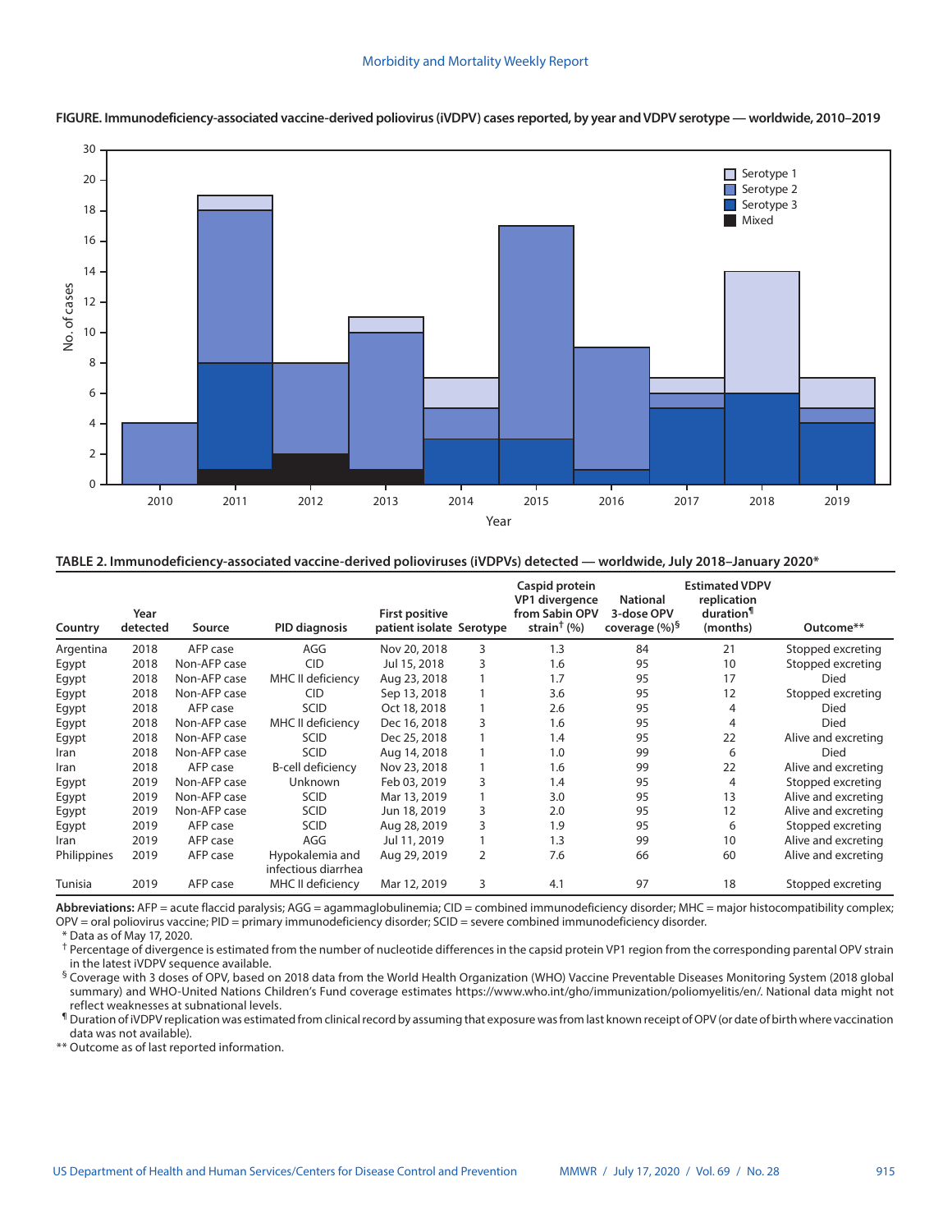**FIGURE. Immunodeficiency-associated vaccine-derived poliovirus (iVDPV) cases reported, by year and VDPV serotype — worldwide, 2010–2019**

**TABLE 2. Immunodeficiency-associated vaccine-derived polioviruses (iVDPVs) detected — worldwide, July 2018–January 2020***

| Country | Year detected | Source | PID diagnosis | First positive patient isolate | Serotype | Caspid protein VP1 divergence from Sabin OPV strain[†] (%) | National 3-dose OPV coverage (%)[§] | Estimated VDPV replication duration[¶] (months) | Outcome** |
|---|---|---|---|---|---|---|---|---|---|
| Argentina | 2018 | AFP case | AGG | Nov 20, 2018 | 3 | 1.3 | 84 | 21 | Stopped excreting |
| Egypt | 2018 | Non-AFP case | CID | Jul 15, 2018 | 3 | 1.6 | 95 | 10 | Stopped excreting |
| Egypt | 2018 | Non-AFP case | MHC II deficiency | Aug 23, 2018 | 1 | 1.7 | 95 | 17 | Died |
| Egypt | 2018 | Non-AFP case | CID | Sep 13, 2018 | 1 | 3.6 | 95 | 12 | Stopped excreting |
| Egypt | 2018 | AFP case | SCID | Oct 18, 2018 | 1 | 2.6 | 95 | 4 | Died |
| Egypt | 2018 | Non-AFP case | MHC II deficiency | Dec 16, 2018 | 3 | 1.6 | 95 | 4 | Died |
| Egypt | 2018 | Non-AFP case | SCID | Dec 25, 2018 | 1 | 1.4 | 95 | 22 | Alive and excreting |
| Iran | 2018 | Non-AFP case | SCID | Aug 14, 2018 | 1 | 1.0 | 99 | 6 | Died |
| Iran | 2018 | AFP case | B-cell deficiency | Nov 23, 2018 | 1 | 1.6 | 99 | 22 | Alive and excreting |
| Egypt | 2019 | Non-AFP case | Unknown | Feb 03, 2019 | 3 | 1.4 | 95 | 4 | Stopped excreting |
| Egypt | 2019 | Non-AFP case | SCID | Mar 13, 2019 | 1 | 3.0 | 95 | 13 | Alive and excreting |
| Egypt | 2019 | Non-AFP case | SCID | Jun 18, 2019 | 3 | 2.0 | 95 | 12 | Alive and excreting |
| Egypt | 2019 | AFP case | SCID | Aug 28, 2019 | 3 | 1.9 | 95 | 6 | Stopped excreting |
| Iran | 2019 | AFP case | AGG | Jul 11, 2019 | 1 | 1.3 | 99 | 10 | Alive and excreting |
| Philippines | 2019 | AFP case | Hypokalemia and infectious diarrhea | Aug 29, 2019 | 2 | 7.6 | 66 | 60 | Alive and excreting |
| Tunisia | 2019 | AFP case | MHC II deficiency | Mar 12, 2019 | 3 | 4.1 | 97 | 18 | Stopped excreting |

**Abbreviations:** AFP = acute flaccid paralysis; AGG = agammaglobulinemia; CID = combined immunodeficiency disorder; MHC = major histocompatibility complex; OPV = oral poliovirus vaccine; PID = primary immunodeficiency disorder; SCID = severe combined immunodeficiency disorder.

\* Data as of May 17, 2020.

† Percentage of divergence is estimated from the number of nucleotide differences in the capsid protein VP1 region from the corresponding parental OPV strain in the latest iVDPV sequence available.

§ Coverage with 3 doses of OPV, based on 2018 data from the World Health Organization (WHO) Vaccine Preventable Diseases Monitoring System (2018 global summary) and WHO-United Nations Children's Fund coverage estimates https://www.who.int/gho/immunization/poliomyelitis/en/. National data might not reflect weaknesses at subnational levels.

¶ Duration of iVDPV replication was estimated from clinical record by assuming that exposure was from last known receipt of OPV (or date of birth where vaccination data was not available).

** Outcome as of last reported information.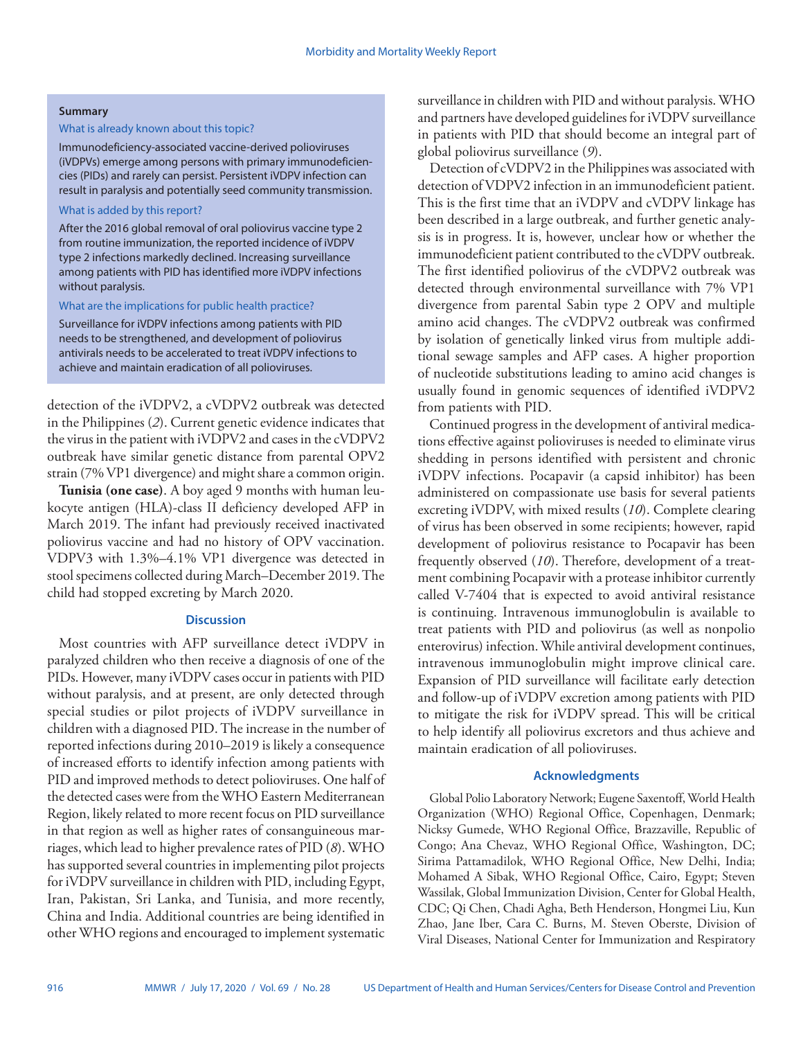**Summary**

What is already known about this topic?

Immunodeficiency-associated vaccine-derived polioviruses (iVDPVs) emerge among persons with primary immunodeficiencies (PIDs) and rarely can persist. Persistent iVDPV infection can result in paralysis and potentially seed community transmission.

What is added by this report?

After the 2016 global removal of oral poliovirus vaccine type 2 from routine immunization, the reported incidence of iVDPV type 2 infections markedly declined. Increasing surveillance among patients with PID has identified more iVDPV infections without paralysis.

What are the implications for public health practice?

Surveillance for iVDPV infections among patients with PID needs to be strengthened, and development of poliovirus antivirals needs to be accelerated to treat iVDPV infections to achieve and maintain eradication of all polioviruses.

detection of the iVDPV2, a cVDPV2 outbreak was detected in the Philippines (*2*). Current genetic evidence indicates that the virus in the patient with iVDPV2 and cases in the cVDPV2 outbreak have similar genetic distance from parental OPV2 strain (7% VP1 divergence) and might share a common origin.

**Tunisia (one case)**. A boy aged 9 months with human leukocyte antigen (HLA)-class II deficiency developed AFP in March 2019. The infant had previously received inactivated poliovirus vaccine and had no history of OPV vaccination. VDPV3 with 1.3%–4.1% VP1 divergence was detected in stool specimens collected during March–December 2019. The child had stopped excreting by March 2020.

## Discussion

Most countries with AFP surveillance detect iVDPV in paralyzed children who then receive a diagnosis of one of the PIDs. However, many iVDPV cases occur in patients with PID without paralysis, and at present, are only detected through special studies or pilot projects of iVDPV surveillance in children with a diagnosed PID. The increase in the number of reported infections during 2010–2019 is likely a consequence of increased efforts to identify infection among patients with PID and improved methods to detect polioviruses. One half of the detected cases were from the WHO Eastern Mediterranean Region, likely related to more recent focus on PID surveillance in that region as well as higher rates of consanguineous marriages, which lead to higher prevalence rates of PID (*8*). WHO has supported several countries in implementing pilot projects for iVDPV surveillance in children with PID, including Egypt, Iran, Pakistan, Sri Lanka, and Tunisia, and more recently, China and India. Additional countries are being identified in other WHO regions and encouraged to implement systematic surveillance in children with PID and without paralysis. WHO and partners have developed guidelines for iVDPV surveillance in patients with PID that should become an integral part of global poliovirus surveillance (*9*).

Detection of cVDPV2 in the Philippines was associated with detection of VDPV2 infection in an immunodeficient patient. This is the first time that an iVDPV and cVDPV linkage has been described in a large outbreak, and further genetic analysis is in progress. It is, however, unclear how or whether the immunodeficient patient contributed to the cVDPV outbreak. The first identified poliovirus of the cVDPV2 outbreak was detected through environmental surveillance with 7% VP1 divergence from parental Sabin type 2 OPV and multiple amino acid changes. The cVDPV2 outbreak was confirmed by isolation of genetically linked virus from multiple additional sewage samples and AFP cases. A higher proportion of nucleotide substitutions leading to amino acid changes is usually found in genomic sequences of identified iVDPV2 from patients with PID.

Continued progress in the development of antiviral medications effective against polioviruses is needed to eliminate virus shedding in persons identified with persistent and chronic iVDPV infections. Pocapavir (a capsid inhibitor) has been administered on compassionate use basis for several patients excreting iVDPV, with mixed results (*10*). Complete clearing of virus has been observed in some recipients; however, rapid development of poliovirus resistance to Pocapavir has been frequently observed (*10*). Therefore, development of a treatment combining Pocapavir with a protease inhibitor currently called V-7404 that is expected to avoid antiviral resistance is continuing. Intravenous immunoglobulin is available to treat patients with PID and poliovirus (as well as nonpolio enterovirus) infection. While antiviral development continues, intravenous immunoglobulin might improve clinical care. Expansion of PID surveillance will facilitate early detection and follow-up of iVDPV excretion among patients with PID to mitigate the risk for iVDPV spread. This will be critical to help identify all poliovirus excretors and thus achieve and maintain eradication of all polioviruses.

## Acknowledgments

Global Polio Laboratory Network; Eugene Saxentoff, World Health Organization (WHO) Regional Office, Copenhagen, Denmark; Nicksy Gumede, WHO Regional Office, Brazzaville, Republic of Congo; Ana Chevaz, WHO Regional Office, Washington, DC; Sirima Pattamadilok, WHO Regional Office, New Delhi, India; Mohamed A Sibak, WHO Regional Office, Cairo, Egypt; Steven Wassilak, Global Immunization Division, Center for Global Health, CDC; Qi Chen, Chadi Agha, Beth Henderson, Hongmei Liu, Kun Zhao, Jane Iber, Cara C. Burns, M. Steven Oberste, Division of Viral Diseases, National Center for Immunization and Respiratory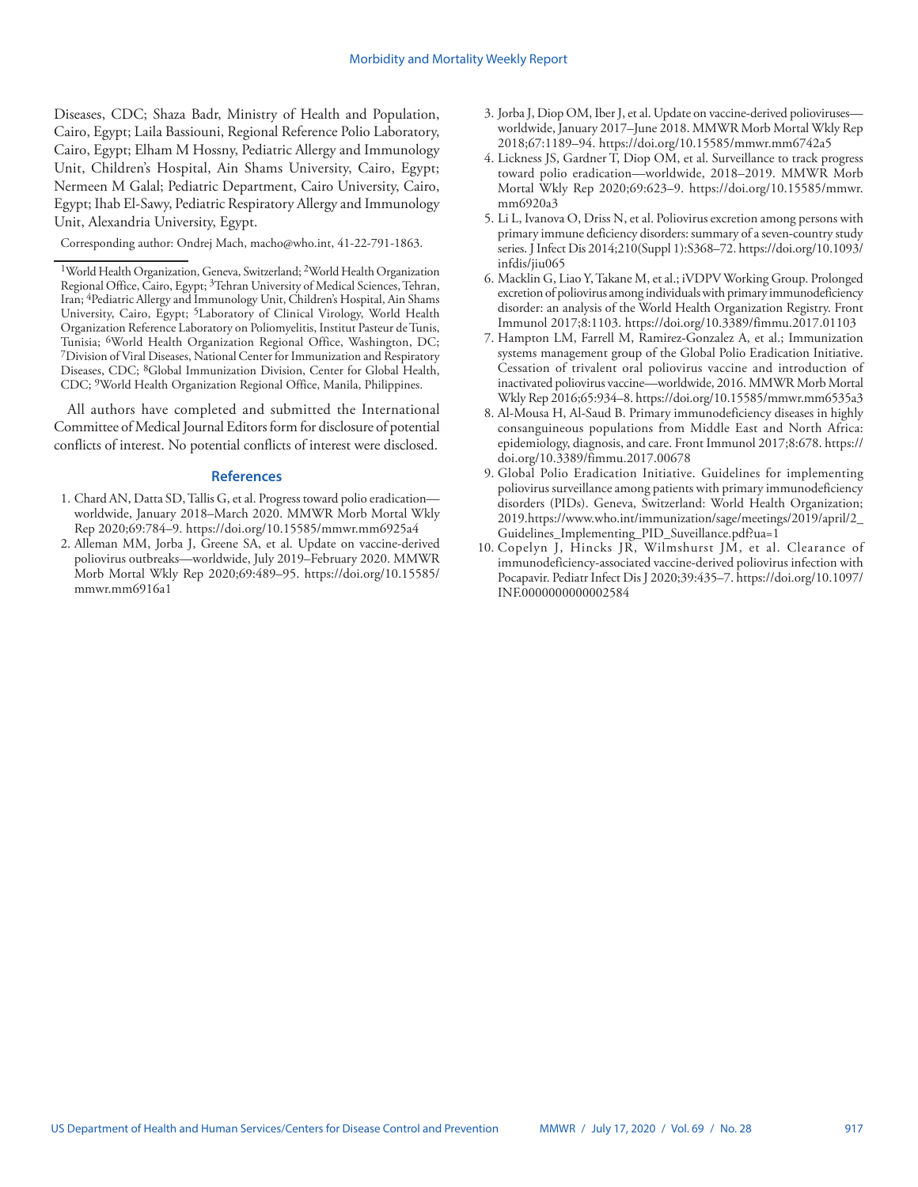Diseases, CDC; Shaza Badr, Ministry of Health and Population, Cairo, Egypt; Laila Bassiouni, Regional Reference Polio Laboratory, Cairo, Egypt; Elham M Hossny, Pediatric Allergy and Immunology Unit, Children's Hospital, Ain Shams University, Cairo, Egypt; Nermeen M Galal; Pediatric Department, Cairo University, Cairo, Egypt; Ihab El-Sawy, Pediatric Respiratory Allergy and Immunology Unit, Alexandria University, Egypt.

Corresponding author: Ondrej Mach, macho@who.int, 41-22-791-1863.

---

[1]World Health Organization, Geneva, Switzerland; [2]World Health Organization Regional Office, Cairo, Egypt; [3]Tehran University of Medical Sciences, Tehran, Iran; [4]Pediatric Allergy and Immunology Unit, Children's Hospital, Ain Shams University, Cairo, Egypt; [5]Laboratory of Clinical Virology, World Health Organization Reference Laboratory on Poliomyelitis, Institut Pasteur de Tunis, Tunisia; [6]World Health Organization Regional Office, Washington, DC; [7]Division of Viral Diseases, National Center for Immunization and Respiratory Diseases, CDC; [8]Global Immunization Division, Center for Global Health, CDC; [9]World Health Organization Regional Office, Manila, Philippines.

All authors have completed and submitted the International Committee of Medical Journal Editors form for disclosure of potential conflicts of interest. No potential conflicts of interest were disclosed.

## References

1. Chard AN, Datta SD, Tallis G, et al. Progress toward polio eradication—worldwide, January 2018–March 2020. MMWR Morb Mortal Wkly Rep 2020;69:784–9. https://doi.org/10.15585/mmwr.mm6925a4
2. Alleman MM, Jorba J, Greene SA, et al. Update on vaccine-derived poliovirus outbreaks—worldwide, July 2019–February 2020. MMWR Morb Mortal Wkly Rep 2020;69:489–95. https://doi.org/10.15585/mmwr.mm6916a1
3. Jorba J, Diop OM, Iber J, et al. Update on vaccine-derived polioviruses—worldwide, January 2017–June 2018. MMWR Morb Mortal Wkly Rep 2018;67:1189–94. https://doi.org/10.15585/mmwr.mm6742a5
4. Lickness JS, Gardner T, Diop OM, et al. Surveillance to track progress toward polio eradication—worldwide, 2018–2019. MMWR Morb Mortal Wkly Rep 2020;69:623–9. https://doi.org/10.15585/mmwr.mm6920a3
5. Li L, Ivanova O, Driss N, et al. Poliovirus excretion among persons with primary immune deficiency disorders: summary of a seven-country study series. J Infect Dis 2014;210(Suppl 1):S368–72. https://doi.org/10.1093/infdis/jiu065
6. Macklin G, Liao Y, Takane M, et al.; iVDPV Working Group. Prolonged excretion of poliovirus among individuals with primary immunodeficiency disorder: an analysis of the World Health Organization Registry. Front Immunol 2017;8:1103. https://doi.org/10.3389/fimmu.2017.01103
7. Hampton LM, Farrell M, Ramirez-Gonzalez A, et al.; Immunization systems management group of the Global Polio Eradication Initiative. Cessation of trivalent oral poliovirus vaccine and introduction of inactivated poliovirus vaccine—worldwide, 2016. MMWR Morb Mortal Wkly Rep 2016;65:934–8. https://doi.org/10.15585/mmwr.mm6535a3
8. Al-Mousa H, Al-Saud B. Primary immunodeficiency diseases in highly consanguineous populations from Middle East and North Africa: epidemiology, diagnosis, and care. Front Immunol 2017;8:678. https://doi.org/10.3389/fimmu.2017.00678
9. Global Polio Eradication Initiative. Guidelines for implementing poliovirus surveillance among patients with primary immunodeficiency disorders (PIDs). Geneva, Switzerland: World Health Organization; 2019.https://www.who.int/immunization/sage/meetings/2019/april/2_Guidelines_Implementing_PID_Suveillance.pdf?ua=1
10. Copelyn J, Hincks JR, Wilmshurst JM, et al. Clearance of immunodeficiency-associated vaccine-derived poliovirus infection with Pocapavir. Pediatr Infect Dis J 2020;39:435–7. https://doi.org/10.1097/INF.0000000000002584